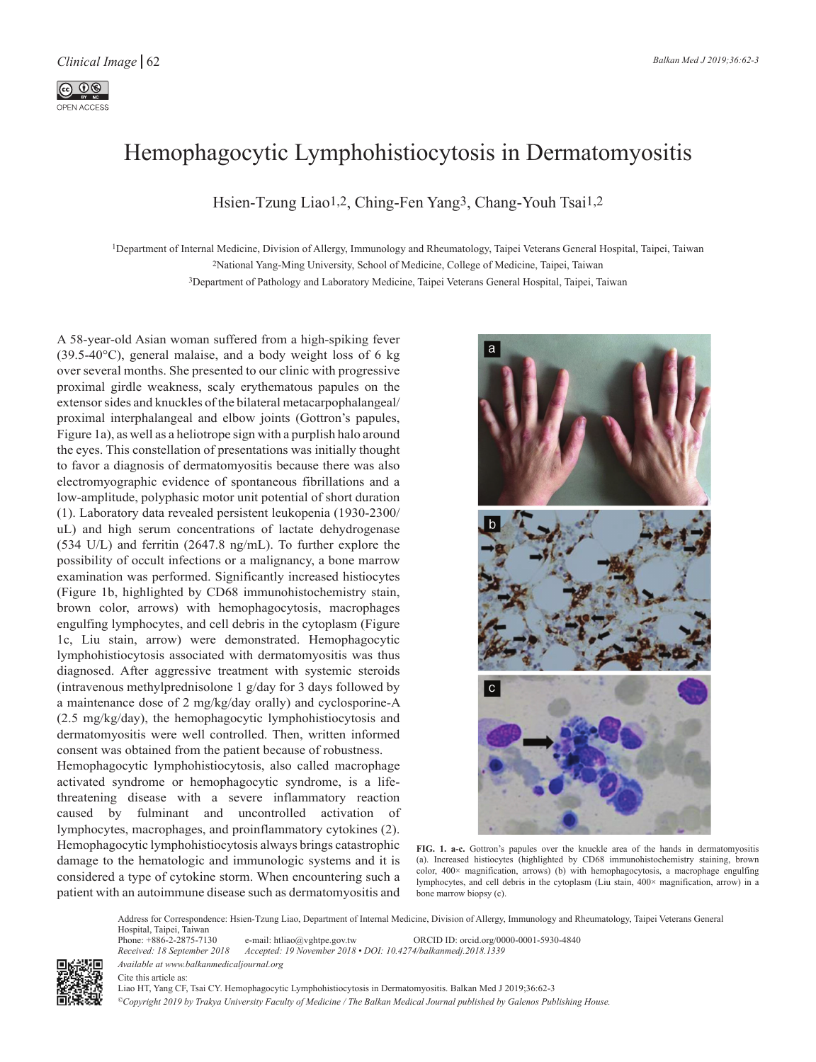*Clinical Image*

OPEN ACCESS

# Hemophagocytic Lymphohistiocytosis in Dermatomyositis

Hsien-Tzung Liao[1,2], Ching-Fen Yang[3], Chang-Youh Tsai[1,2]

[1]Department of Internal Medicine, Division of Allergy, Immunology and Rheumatology, Taipei Veterans General Hospital, Taipei, Taiwan
[2]National Yang-Ming University, School of Medicine, College of Medicine, Taipei, Taiwan
[3]Department of Pathology and Laboratory Medicine, Taipei Veterans General Hospital, Taipei, Taiwan

A 58-year-old Asian woman suffered from a high-spiking fever (39.5-40°C), general malaise, and a body weight loss of 6 kg over several months. She presented to our clinic with progressive proximal girdle weakness, scaly erythematous papules on the extensor sides and knuckles of the bilateral metacarpophalangeal/ proximal interphalangeal and elbow joints (Gottron's papules, Figure 1a), as well as a heliotrope sign with a purplish halo around the eyes. This constellation of presentations was initially thought to favor a diagnosis of dermatomyositis because there was also electromyographic evidence of spontaneous fibrillations and a low-amplitude, polyphasic motor unit potential of short duration (1). Laboratory data revealed persistent leukopenia (1930-2300/ uL) and high serum concentrations of lactate dehydrogenase (534 U/L) and ferritin (2647.8 ng/mL). To further explore the possibility of occult infections or a malignancy, a bone marrow examination was performed. Significantly increased histiocytes (Figure 1b, highlighted by CD68 immunohistochemistry stain, brown color, arrows) with hemophagocytosis, macrophages engulfing lymphocytes, and cell debris in the cytoplasm (Figure 1c, Liu stain, arrow) were demonstrated. Hemophagocytic lymphohistiocytosis associated with dermatomyositis was thus diagnosed. After aggressive treatment with systemic steroids (intravenous methylprednisolone 1 g/day for 3 days followed by a maintenance dose of 2 mg/kg/day orally) and cyclosporine-A (2.5 mg/kg/day), the hemophagocytic lymphohistiocytosis and dermatomyositis were well controlled. Then, written informed consent was obtained from the patient because of robustness.

Hemophagocytic lymphohistiocytosis, also called macrophage activated syndrome or hemophagocytic syndrome, is a life-threatening disease with a severe inflammatory reaction caused by fulminant and uncontrolled activation of lymphocytes, macrophages, and proinflammatory cytokines (2). Hemophagocytic lymphohistiocytosis always brings catastrophic damage to the hematologic and immunologic systems and it is considered a type of cytokine storm. When encountering such a patient with an autoimmune disease such as dermatomyositis and

**FIG. 1. a-c.** Gottron's papules over the knuckle area of the hands in dermatomyositis (a). Increased histiocytes (highlighted by CD68 immunohistochemistry staining, brown color, 400× magnification, arrows) (b) with hemophagocytosis, a macrophage engulfing lymphocytes, and cell debris in the cytoplasm (Liu stain, 400× magnification, arrow) in a bone marrow biopsy (c).

Address for Correspondence: Hsien-Tzung Liao, Department of Internal Medicine, Division of Allergy, Immunology and Rheumatology, Taipei Veterans General Hospital, Taipei, Taiwan
Phone: +886-2-2875-7130 e-mail: htliao@vghtpe.gov.tw ORCID ID: orcid.org/0000-0001-5930-4840
*Received: 18 September 2018 Accepted: 19 November 2018 • DOI: 10.4274/balkanmedj.2018.1339*
*Available at www.balkanmedicaljournal.org*
Cite this article as:
Liao HT, Yang CF, Tsai CY. Hemophagocytic Lymphohistiocytosis in Dermatomyositis. Balkan Med J 2019;36:62-3
*©Copyright 2019 by Trakya University Faculty of Medicine / The Balkan Medical Journal published by Galenos Publishing House.*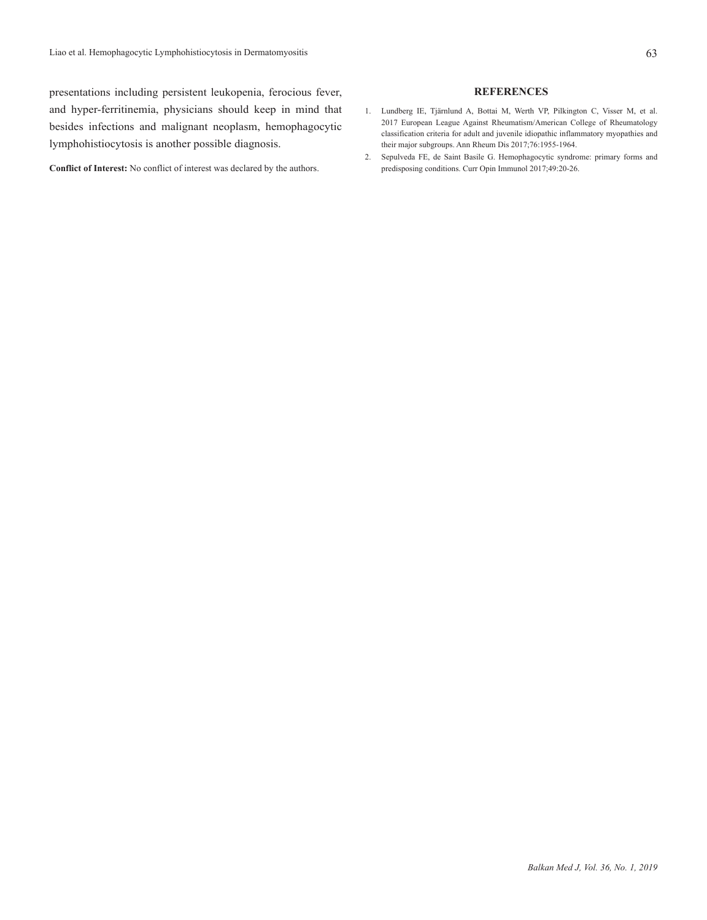presentations including persistent leukopenia, ferocious fever, and hyper-ferritinemia, physicians should keep in mind that besides infections and malignant neoplasm, hemophagocytic lymphohistiocytosis is another possible diagnosis.

**Conflict of Interest:** No conflict of interest was declared by the authors.

## REFERENCES

1. Lundberg IE, Tjärnlund A, Bottai M, Werth VP, Pilkington C, Visser M, et al. 2017 European League Against Rheumatism/American College of Rheumatology classification criteria for adult and juvenile idiopathic inflammatory myopathies and their major subgroups. Ann Rheum Dis 2017;76:1955-1964.
2. Sepulveda FE, de Saint Basile G. Hemophagocytic syndrome: primary forms and predisposing conditions. Curr Opin Immunol 2017;49:20-26.